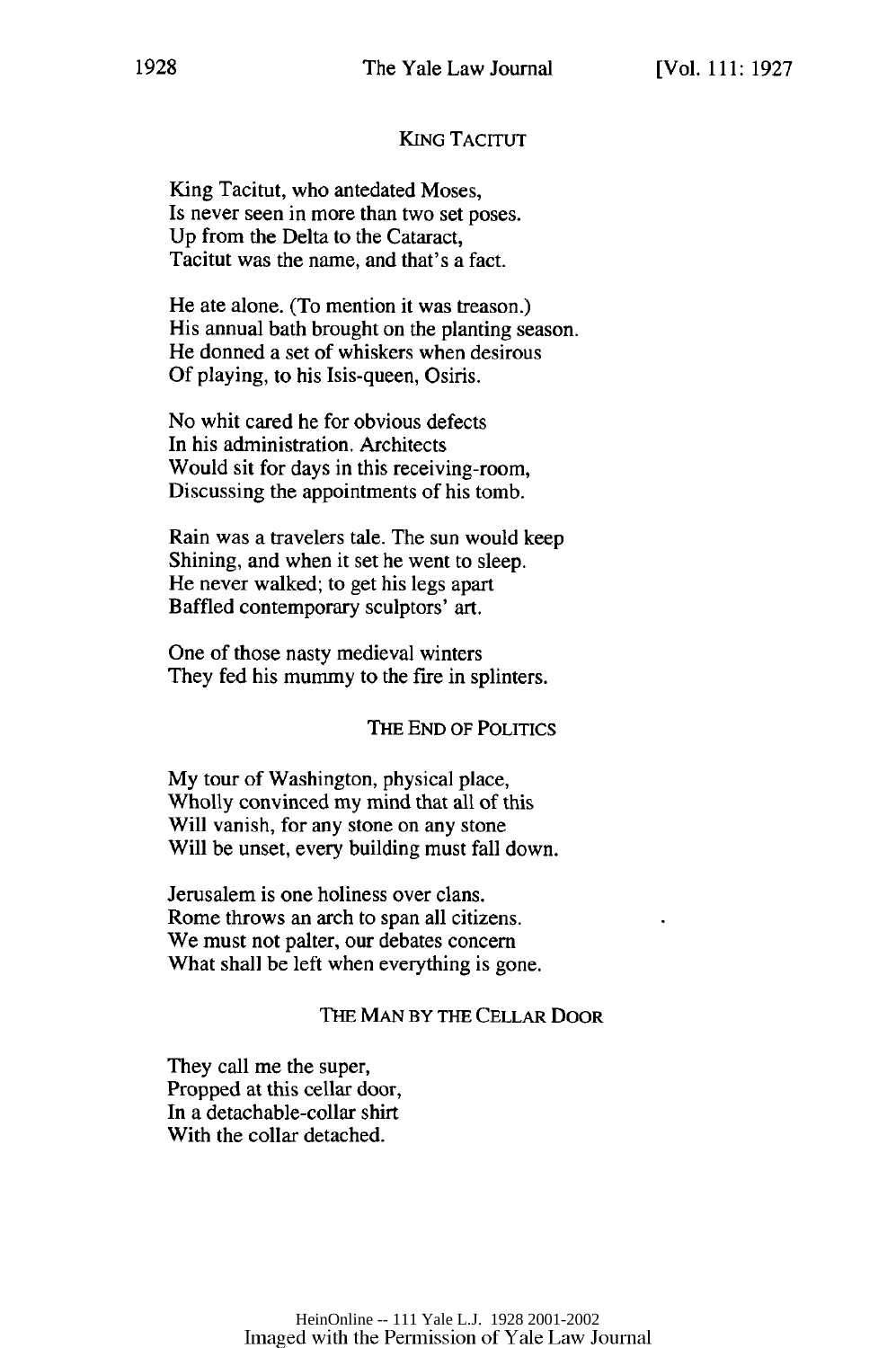### KING TACITUT

King Tacitut, who antedated Moses,
Is never seen in more than two set poses.
Up from the Delta to the Cataract,
Tacitut was the name, and that's a fact.

He ate alone. (To mention it was treason.)
His annual bath brought on the planting season.
He donned a set of whiskers when desirous
Of playing, to his Isis-queen, Osiris.

No whit cared he for obvious defects
In his administration. Architects
Would sit for days in this receiving-room,
Discussing the appointments of his tomb.

Rain was a travelers tale. The sun would keep
Shining, and when it set he went to sleep.
He never walked; to get his legs apart
Baffled contemporary sculptors' art.

One of those nasty medieval winters
They fed his mummy to the fire in splinters.

### THE END OF POLITICS

My tour of Washington, physical place,
Wholly convinced my mind that all of this
Will vanish, for any stone on any stone
Will be unset, every building must fall down.

Jerusalem is one holiness over clans.
Rome throws an arch to span all citizens.
We must not palter, our debates concern
What shall be left when everything is gone.

### THE MAN BY THE CELLAR DOOR

They call me the super,
Propped at this cellar door,
In a detachable-collar shirt
With the collar detached.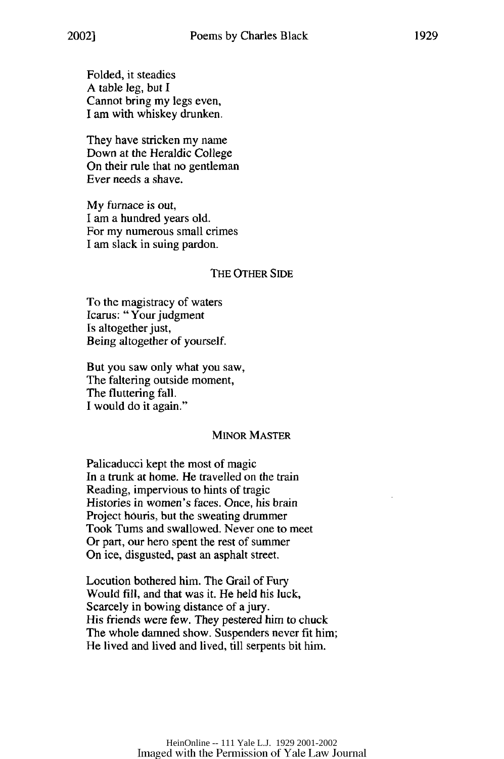Folded, it steadies
A table leg, but I
Cannot bring my legs even,
I am with whiskey drunken.

They have stricken my name
Down at the Heraldic College
On their rule that no gentleman
Ever needs a shave.

My furnace is out,
I am a hundred years old.
For my numerous small crimes
I am slack in suing pardon.

### THE OTHER SIDE

To the magistracy of waters
Icarus: "Your judgment
Is altogether just,
Being altogether of yourself.

But you saw only what you saw,
The faltering outside moment,
The fluttering fall.
I would do it again."

### MINOR MASTER

Palicaducci kept the most of magic
In a trunk at home. He travelled on the train
Reading, impervious to hints of tragic
Histories in women's faces. Once, his brain
Project hóuris, but the sweating drummer
Took Tums and swallowed. Never one to meet
Or part, our hero spent the rest of summer
On ice, disgusted, past an asphalt street.

Locution bothered him. The Grail of Fury
Would fill, and that was it. He held his luck,
Scarcely in bowing distance of a jury.
His friends were few. They pestered him to chuck
The whole damned show. Suspenders never fit him;
He lived and lived and lived, till serpents bit him.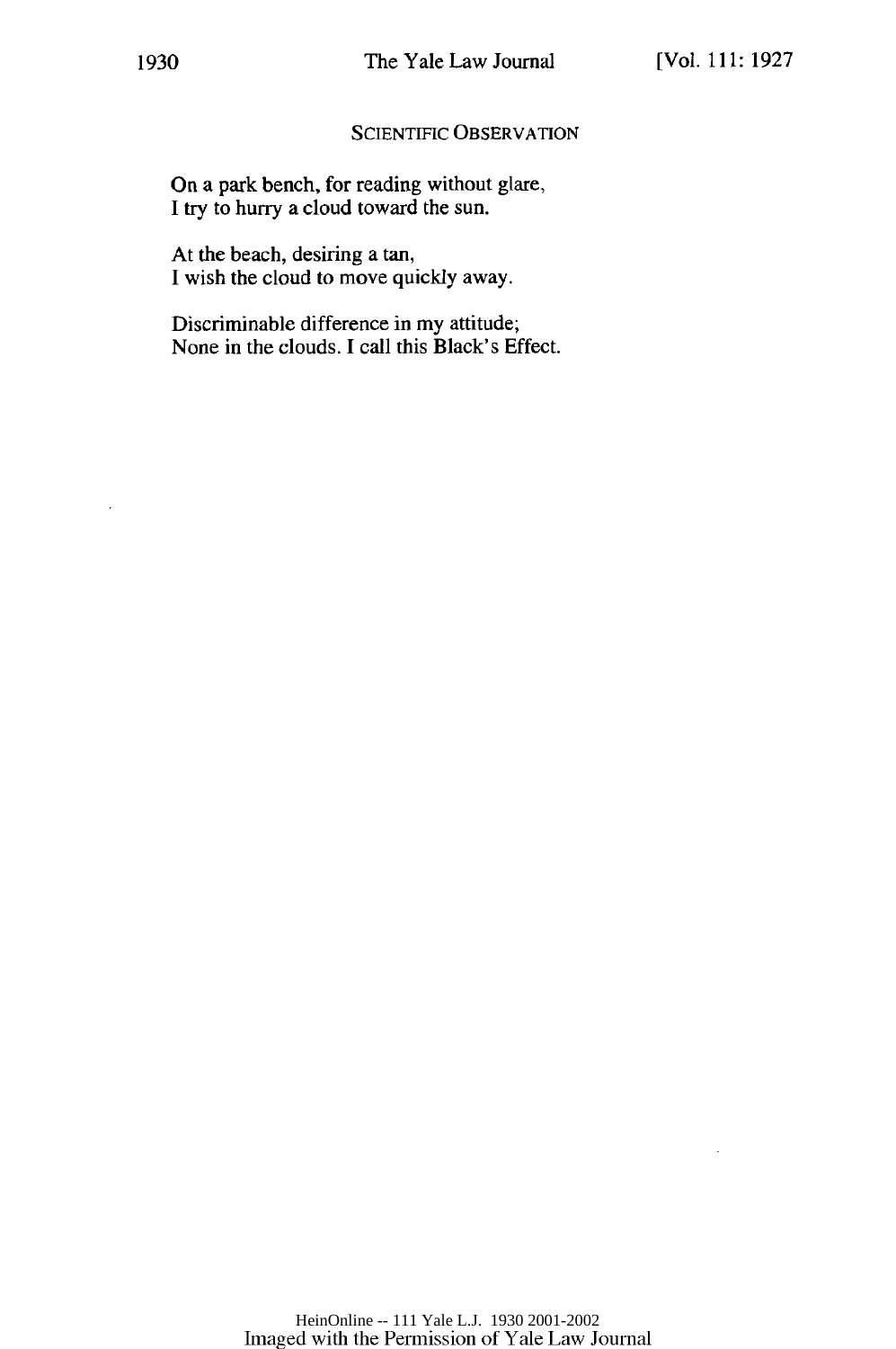### SCIENTIFIC OBSERVATION

On a park bench, for reading without glare,
I try to hurry a cloud toward the sun.

At the beach, desiring a tan,
I wish the cloud to move quickly away.

Discriminable difference in my attitude;
None in the clouds. I call this Black's Effect.